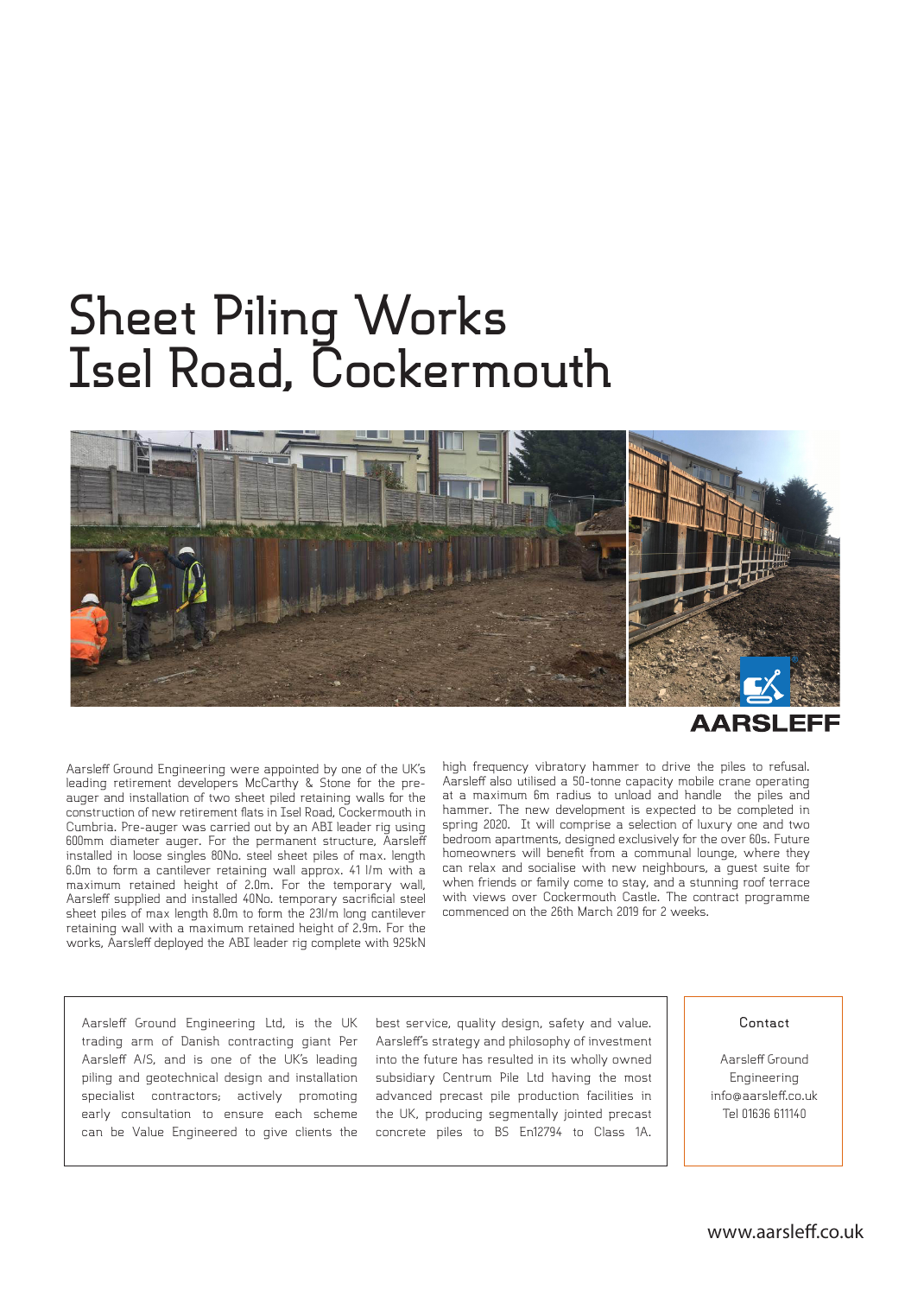# Sheet Piling Works Isel Road, Cockermouth

AARSLEFF

Aarsleff Ground Engineering were appointed by one of the UK's leading retirement developers McCarthy & Stone for the pre-auger and installation of two sheet piled retaining walls for the construction of new retirement flats in Isel Road, Cockermouth in Cumbria. Pre-auger was carried out by an ABI leader rig using 600mm diameter auger. For the permanent structure, Aarsleff installed in loose singles 80No. steel sheet piles of max. length 6.0m to form a cantilever retaining wall approx. 41 l/m with a maximum retained height of 2.0m. For the temporary wall, Aarsleff supplied and installed 40No. temporary sacrificial steel sheet piles of max length 8.0m to form the 23l/m long cantilever retaining wall with a maximum retained height of 2.9m. For the works, Aarsleff deployed the ABI leader rig complete with 925kN high frequency vibratory hammer to drive the piles to refusal. Aarsleff also utilised a 50-tonne capacity mobile crane operating at a maximum 6m radius to unload and handle the piles and hammer. The new development is expected to be completed in spring 2020. It will comprise a selection of luxury one and two bedroom apartments, designed exclusively for the over 60s. Future homeowners will benefit from a communal lounge, where they can relax and socialise with new neighbours, a guest suite for when friends or family come to stay, and a stunning roof terrace with views over Cockermouth Castle. The contract programme commenced on the 26th March 2019 for 2 weeks.

Aarsleff Ground Engineering Ltd, is the UK trading arm of Danish contracting giant Per Aarsleff A/S, and is one of the UK's leading piling and geotechnical design and installation specialist contractors; actively promoting early consultation to ensure each scheme can be Value Engineered to give clients the best service, quality design, safety and value. Aarsleff's strategy and philosophy of investment into the future has resulted in its wholly owned subsidiary Centrum Pile Ltd having the most advanced precast pile production facilities in the UK, producing segmentally jointed precast concrete piles to BS En12794 to Class 1A.

**Contact**

Aarsleff Ground Engineering
info@aarsleff.co.uk
Tel 01636 611140

www.aarsleff.co.uk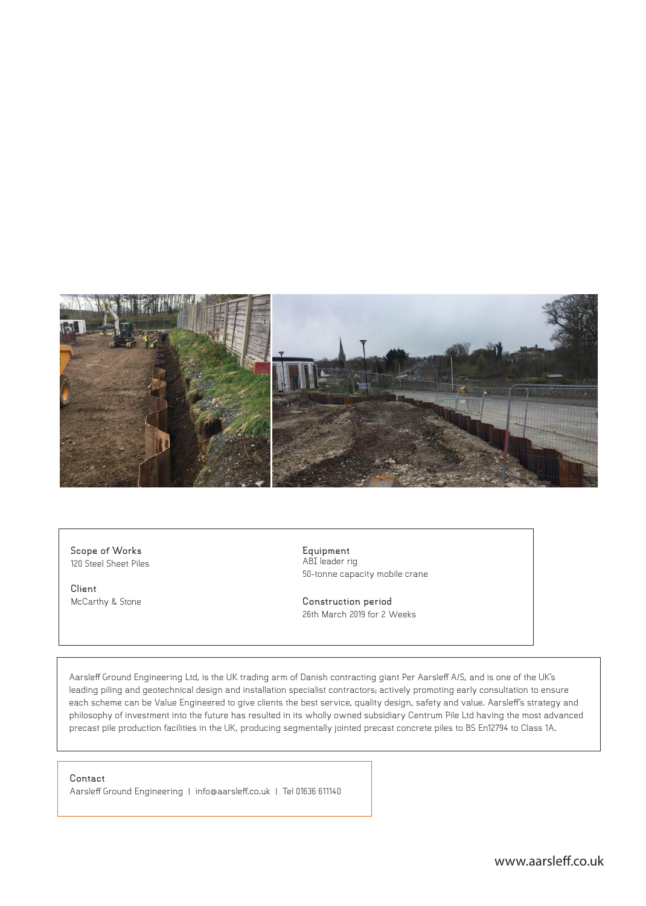**Scope of Works**
120 Steel Sheet Piles

**Client**
McCarthy & Stone

**Equipment**
ABI leader rig
50-tonne capacity mobile crane

**Construction period**
26th March 2019 for 2 Weeks

Aarsleff Ground Engineering Ltd, is the UK trading arm of Danish contracting giant Per Aarsleff A/S, and is one of the UK's leading piling and geotechnical design and installation specialist contractors; actively promoting early consultation to ensure each scheme can be Value Engineered to give clients the best service, quality design, safety and value. Aarsleff's strategy and philosophy of investment into the future has resulted in its wholly owned subsidiary Centrum Pile Ltd having the most advanced precast pile production facilities in the UK, producing segmentally jointed precast concrete piles to BS En12794 to Class 1A.

**Contact**
Aarsleff Ground Engineering | info@aarsleff.co.uk | Tel 01636 611140

www.aarsleff.co.uk